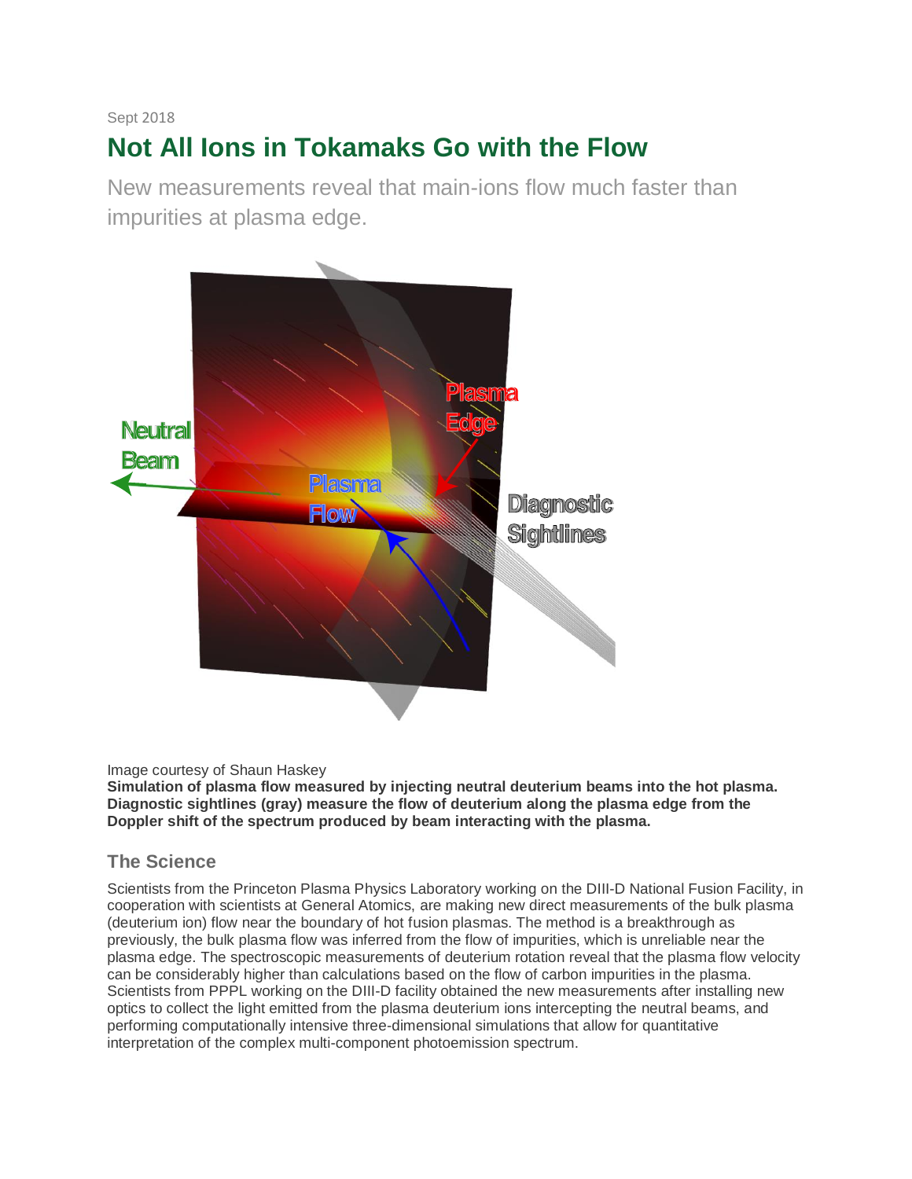Sept 2018

# Not All Ions in Tokamaks Go with the Flow

New measurements reveal that main-ions flow much faster than impurities at plasma edge.

Image courtesy of Shaun Haskey

**Simulation of plasma flow measured by injecting neutral deuterium beams into the hot plasma. Diagnostic sightlines (gray) measure the flow of deuterium along the plasma edge from the Doppler shift of the spectrum produced by beam interacting with the plasma.**

## The Science

Scientists from the Princeton Plasma Physics Laboratory working on the DIII-D National Fusion Facility, in cooperation with scientists at General Atomics, are making new direct measurements of the bulk plasma (deuterium ion) flow near the boundary of hot fusion plasmas. The method is a breakthrough as previously, the bulk plasma flow was inferred from the flow of impurities, which is unreliable near the plasma edge. The spectroscopic measurements of deuterium rotation reveal that the plasma flow velocity can be considerably higher than calculations based on the flow of carbon impurities in the plasma. Scientists from PPPL working on the DIII-D facility obtained the new measurements after installing new optics to collect the light emitted from the plasma deuterium ions intercepting the neutral beams, and performing computationally intensive three-dimensional simulations that allow for quantitative interpretation of the complex multi-component photoemission spectrum.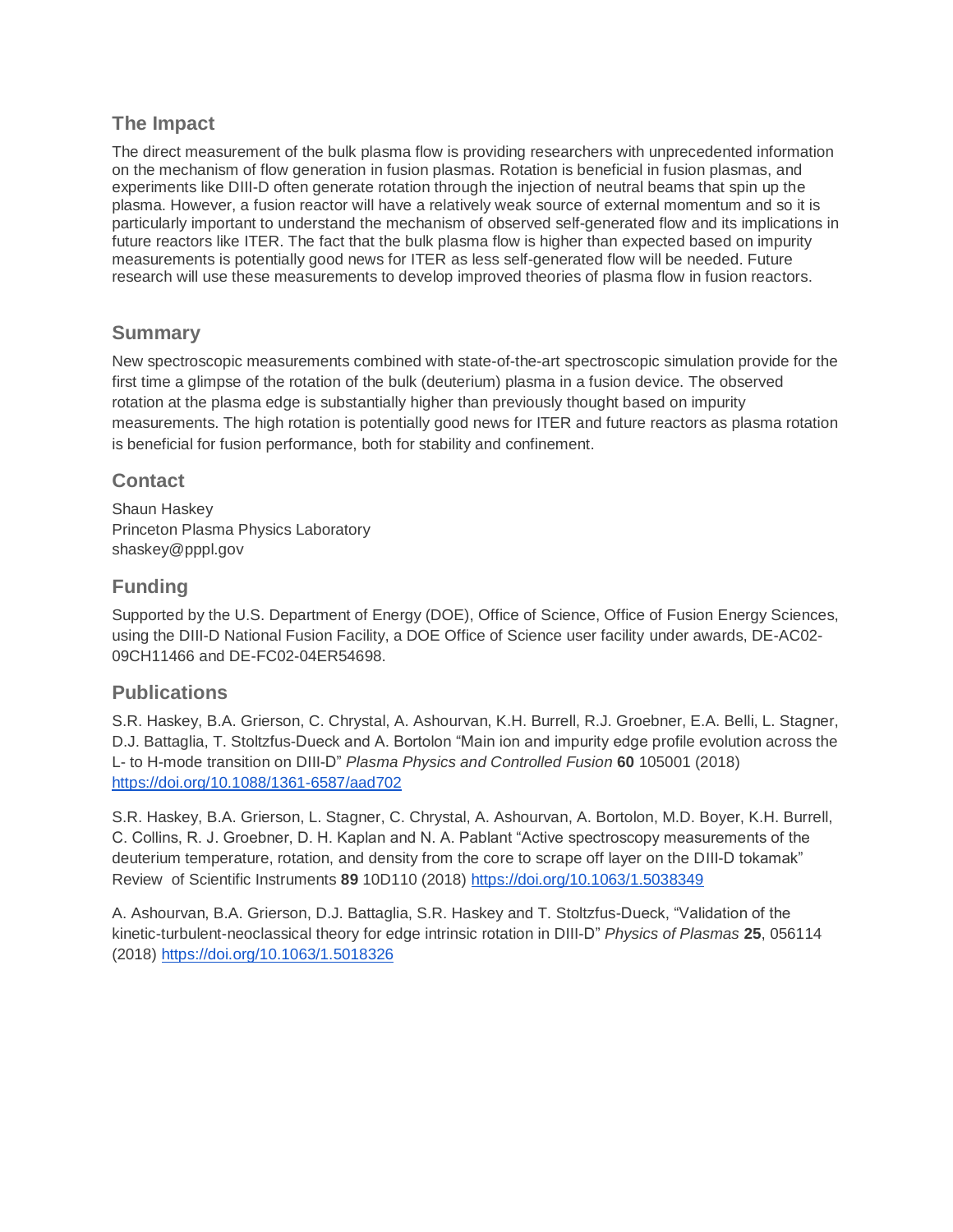## The Impact

The direct measurement of the bulk plasma flow is providing researchers with unprecedented information on the mechanism of flow generation in fusion plasmas. Rotation is beneficial in fusion plasmas, and experiments like DIII-D often generate rotation through the injection of neutral beams that spin up the plasma. However, a fusion reactor will have a relatively weak source of external momentum and so it is particularly important to understand the mechanism of observed self-generated flow and its implications in future reactors like ITER. The fact that the bulk plasma flow is higher than expected based on impurity measurements is potentially good news for ITER as less self-generated flow will be needed. Future research will use these measurements to develop improved theories of plasma flow in fusion reactors.

## Summary

New spectroscopic measurements combined with state-of-the-art spectroscopic simulation provide for the first time a glimpse of the rotation of the bulk (deuterium) plasma in a fusion device. The observed rotation at the plasma edge is substantially higher than previously thought based on impurity measurements. The high rotation is potentially good news for ITER and future reactors as plasma rotation is beneficial for fusion performance, both for stability and confinement.

## Contact

Shaun Haskey
Princeton Plasma Physics Laboratory
shaskey@pppl.gov

## Funding

Supported by the U.S. Department of Energy (DOE), Office of Science, Office of Fusion Energy Sciences, using the DIII-D National Fusion Facility, a DOE Office of Science user facility under awards, DE-AC02-09CH11466 and DE-FC02-04ER54698.

## Publications

S.R. Haskey, B.A. Grierson, C. Chrystal, A. Ashourvan, K.H. Burrell, R.J. Groebner, E.A. Belli, L. Stagner, D.J. Battaglia, T. Stoltzfus-Dueck and A. Bortolon "Main ion and impurity edge profile evolution across the L- to H-mode transition on DIII-D" *Plasma Physics and Controlled Fusion* **60** 105001 (2018) https://doi.org/10.1088/1361-6587/aad702

S.R. Haskey, B.A. Grierson, L. Stagner, C. Chrystal, A. Ashourvan, A. Bortolon, M.D. Boyer, K.H. Burrell, C. Collins, R. J. Groebner, D. H. Kaplan and N. A. Pablant "Active spectroscopy measurements of the deuterium temperature, rotation, and density from the core to scrape off layer on the DIII-D tokamak" Review of Scientific Instruments **89** 10D110 (2018) https://doi.org/10.1063/1.5038349

A. Ashourvan, B.A. Grierson, D.J. Battaglia, S.R. Haskey and T. Stoltzfus-Dueck, "Validation of the kinetic-turbulent-neoclassical theory for edge intrinsic rotation in DIII-D" *Physics of Plasmas* **25**, 056114 (2018) https://doi.org/10.1063/1.5018326